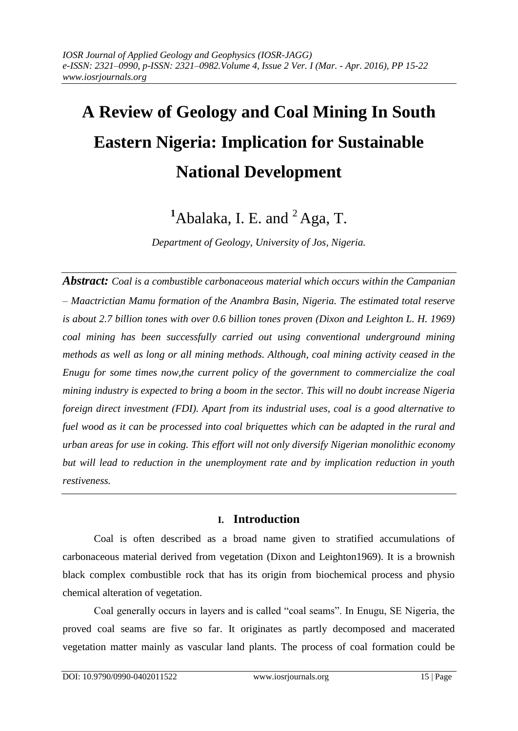# A Review of Geology and Coal Mining In South Eastern Nigeria: Implication for Sustainable National Development

[1]Abalaka, I. E. and [2] Aga, T.

*Department of Geology, University of Jos, Nigeria.*

***Abstract:*** *Coal is a combustible carbonaceous material which occurs within the Campanian – Maactrictian Mamu formation of the Anambra Basin, Nigeria. The estimated total reserve is about 2.7 billion tones with over 0.6 billion tones proven (Dixon and Leighton L. H. 1969) coal mining has been successfully carried out using conventional underground mining methods as well as long or all mining methods. Although, coal mining activity ceased in the Enugu for some times now,the current policy of the government to commercialize the coal mining industry is expected to bring a boom in the sector. This will no doubt increase Nigeria foreign direct investment (FDI). Apart from its industrial uses, coal is a good alternative to fuel wood as it can be processed into coal briquettes which can be adapted in the rural and urban areas for use in coking. This effort will not only diversify Nigerian monolithic economy but will lead to reduction in the unemployment rate and by implication reduction in youth restiveness.*

## I. Introduction

Coal is often described as a broad name given to stratified accumulations of carbonaceous material derived from vegetation (Dixon and Leighton1969). It is a brownish black complex combustible rock that has its origin from biochemical process and physio chemical alteration of vegetation.

Coal generally occurs in layers and is called "coal seams". In Enugu, SE Nigeria, the proved coal seams are five so far. It originates as partly decomposed and macerated vegetation matter mainly as vascular land plants. The process of coal formation could be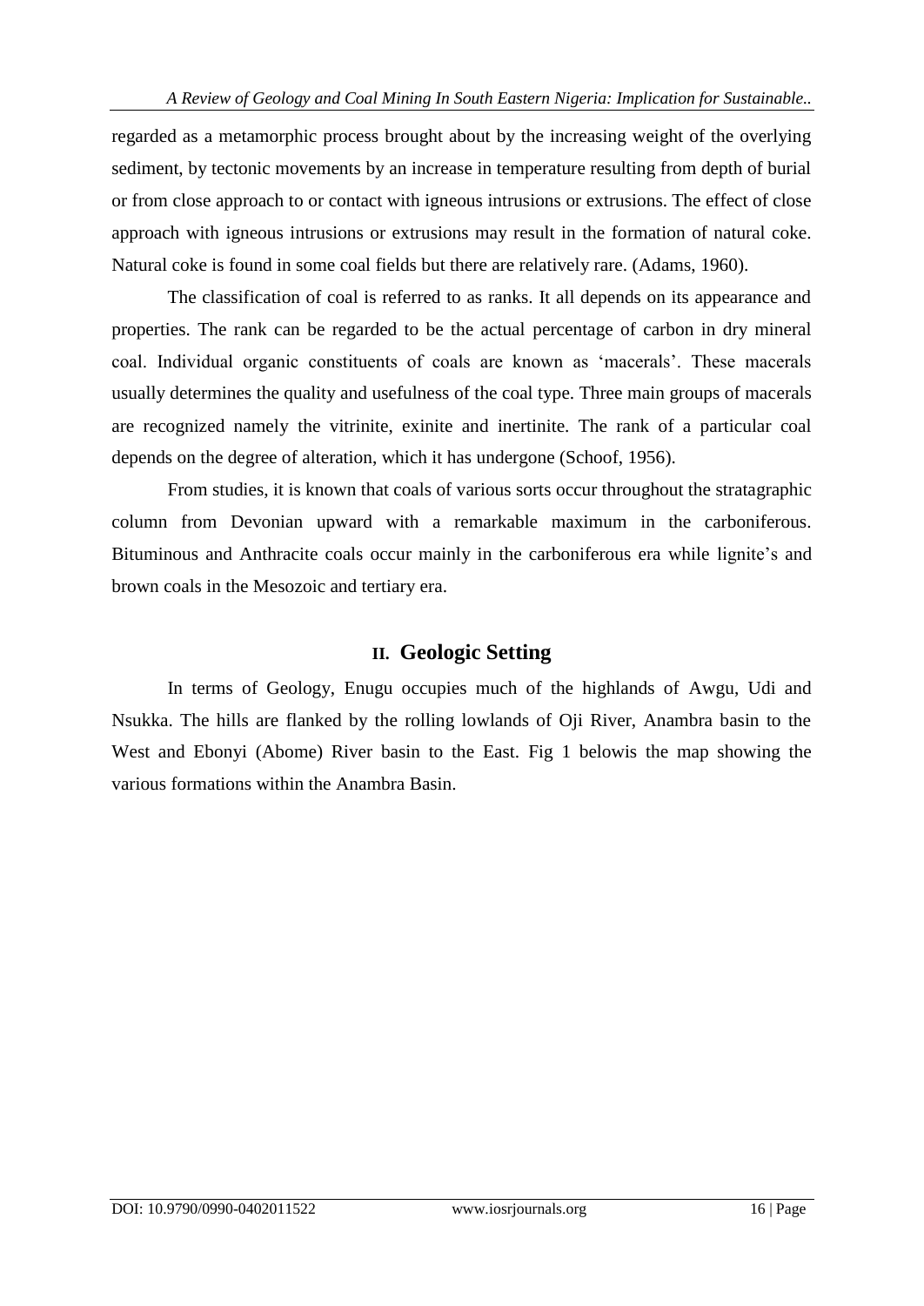regarded as a metamorphic process brought about by the increasing weight of the overlying sediment, by tectonic movements by an increase in temperature resulting from depth of burial or from close approach to or contact with igneous intrusions or extrusions. The effect of close approach with igneous intrusions or extrusions may result in the formation of natural coke. Natural coke is found in some coal fields but there are relatively rare. (Adams, 1960).

The classification of coal is referred to as ranks. It all depends on its appearance and properties. The rank can be regarded to be the actual percentage of carbon in dry mineral coal. Individual organic constituents of coals are known as 'macerals'. These macerals usually determines the quality and usefulness of the coal type. Three main groups of macerals are recognized namely the vitrinite, exinite and inertinite. The rank of a particular coal depends on the degree of alteration, which it has undergone (Schoof, 1956).

From studies, it is known that coals of various sorts occur throughout the stratagraphic column from Devonian upward with a remarkable maximum in the carboniferous. Bituminous and Anthracite coals occur mainly in the carboniferous era while lignite's and brown coals in the Mesozoic and tertiary era.

## II. Geologic Setting

In terms of Geology, Enugu occupies much of the highlands of Awgu, Udi and Nsukka. The hills are flanked by the rolling lowlands of Oji River, Anambra basin to the West and Ebonyi (Abome) River basin to the East. Fig 1 belowis the map showing the various formations within the Anambra Basin.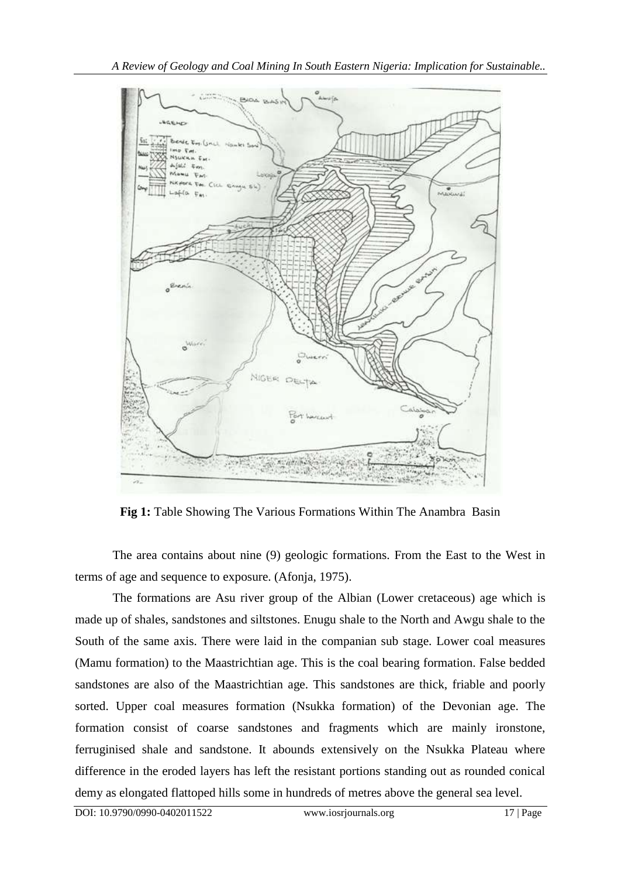**Fig 1:** Table Showing The Various Formations Within The Anambra Basin

The area contains about nine (9) geologic formations. From the East to the West in terms of age and sequence to exposure. (Afonja, 1975).

The formations are Asu river group of the Albian (Lower cretaceous) age which is made up of shales, sandstones and siltstones. Enugu shale to the North and Awgu shale to the South of the same axis. There were laid in the companian sub stage. Lower coal measures (Mamu formation) to the Maastrichtian age. This is the coal bearing formation. False bedded sandstones are also of the Maastrichtian age. This sandstones are thick, friable and poorly sorted. Upper coal measures formation (Nsukka formation) of the Devonian age. The formation consist of coarse sandstones and fragments which are mainly ironstone, ferruginised shale and sandstone. It abounds extensively on the Nsukka Plateau where difference in the eroded layers has left the resistant portions standing out as rounded conical demy as elongated flattoped hills some in hundreds of metres above the general sea level.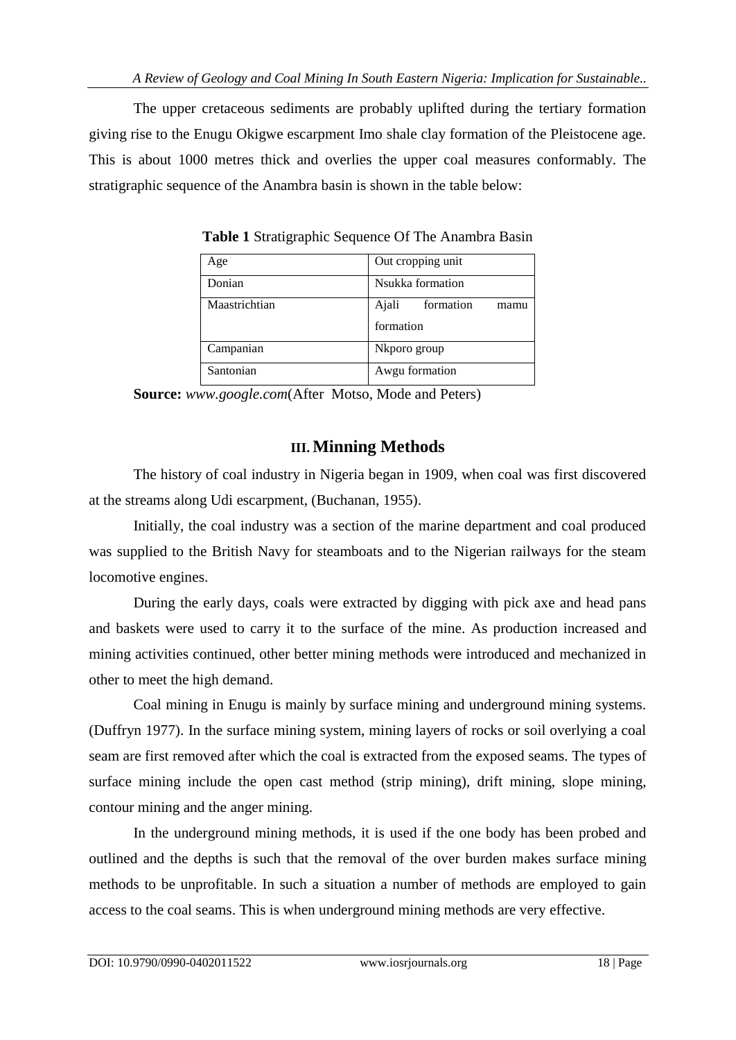The upper cretaceous sediments are probably uplifted during the tertiary formation giving rise to the Enugu Okigwe escarpment Imo shale clay formation of the Pleistocene age. This is about 1000 metres thick and overlies the upper coal measures conformably. The stratigraphic sequence of the Anambra basin is shown in the table below:

**Table 1** Stratigraphic Sequence Of The Anambra Basin

| Age | Out cropping unit |
|---|---|
| Donian | Nsukka formation |
| Maastrichtian | Ajali formation mamu formation |
| Campanian | Nkporo group |
| Santonian | Awgu formation |

**Source:** *www.google.com*(After Motso, Mode and Peters)

## III. Minning Methods

The history of coal industry in Nigeria began in 1909, when coal was first discovered at the streams along Udi escarpment, (Buchanan, 1955).

Initially, the coal industry was a section of the marine department and coal produced was supplied to the British Navy for steamboats and to the Nigerian railways for the steam locomotive engines.

During the early days, coals were extracted by digging with pick axe and head pans and baskets were used to carry it to the surface of the mine. As production increased and mining activities continued, other better mining methods were introduced and mechanized in other to meet the high demand.

Coal mining in Enugu is mainly by surface mining and underground mining systems. (Duffryn 1977). In the surface mining system, mining layers of rocks or soil overlying a coal seam are first removed after which the coal is extracted from the exposed seams. The types of surface mining include the open cast method (strip mining), drift mining, slope mining, contour mining and the anger mining.

In the underground mining methods, it is used if the one body has been probed and outlined and the depths is such that the removal of the over burden makes surface mining methods to be unprofitable. In such a situation a number of methods are employed to gain access to the coal seams. This is when underground mining methods are very effective.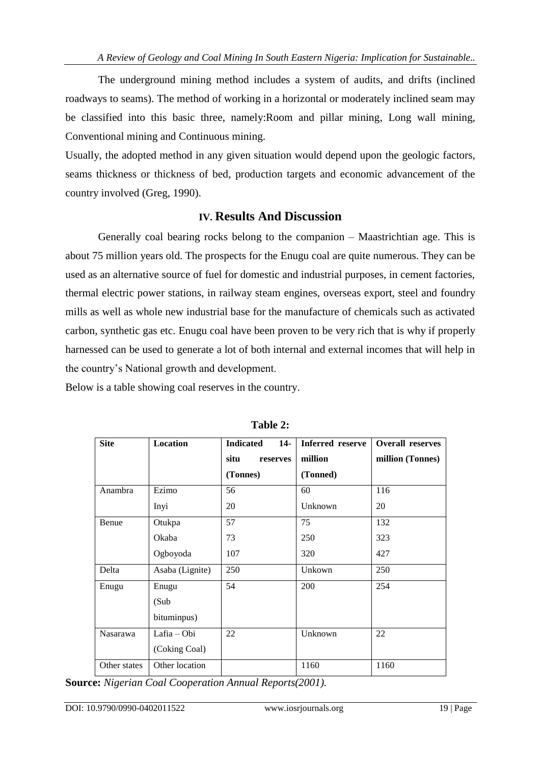The underground mining method includes a system of audits, and drifts (inclined roadways to seams). The method of working in a horizontal or moderately inclined seam may be classified into this basic three, namely:Room and pillar mining, Long wall mining, Conventional mining and Continuous mining.

Usually, the adopted method in any given situation would depend upon the geologic factors, seams thickness or thickness of bed, production targets and economic advancement of the country involved (Greg, 1990).

## IV. Results And Discussion

Generally coal bearing rocks belong to the companion – Maastrichtian age. This is about 75 million years old. The prospects for the Enugu coal are quite numerous. They can be used as an alternative source of fuel for domestic and industrial purposes, in cement factories, thermal electric power stations, in railway steam engines, overseas export, steel and foundry mills as well as whole new industrial base for the manufacture of chemicals such as activated carbon, synthetic gas etc. Enugu coal have been proven to be very rich that is why if properly harnessed can be used to generate a lot of both internal and external incomes that will help in the country's National growth and development.

Below is a table showing coal reserves in the country.

**Table 2:**

| Site | Location | Indicated 14-situ reserves (Tonnes) | Inferred reserve million (Tonned) | Overall reserves million (Tonnes) |
|---|---|---|---|---|
| Anambra | Ezimo | 56 | 60 | 116 |
| | Inyi | 20 | Unknown | 20 |
| Benue | Otukpa | 57 | 75 | 132 |
| | Okaba | 73 | 250 | 323 |
| | Ogboyoda | 107 | 320 | 427 |
| Delta | Asaba (Lignite) | 250 | Unkown | 250 |
| Enugu | Enugu (Sub bituminpus) | 54 | 200 | 254 |
| Nasarawa | Lafia – Obi (Coking Coal) | 22 | Unknown | 22 |
| Other states | Other location | | 1160 | 1160 |

**Source:** *Nigerian Coal Cooperation Annual Reports(2001).*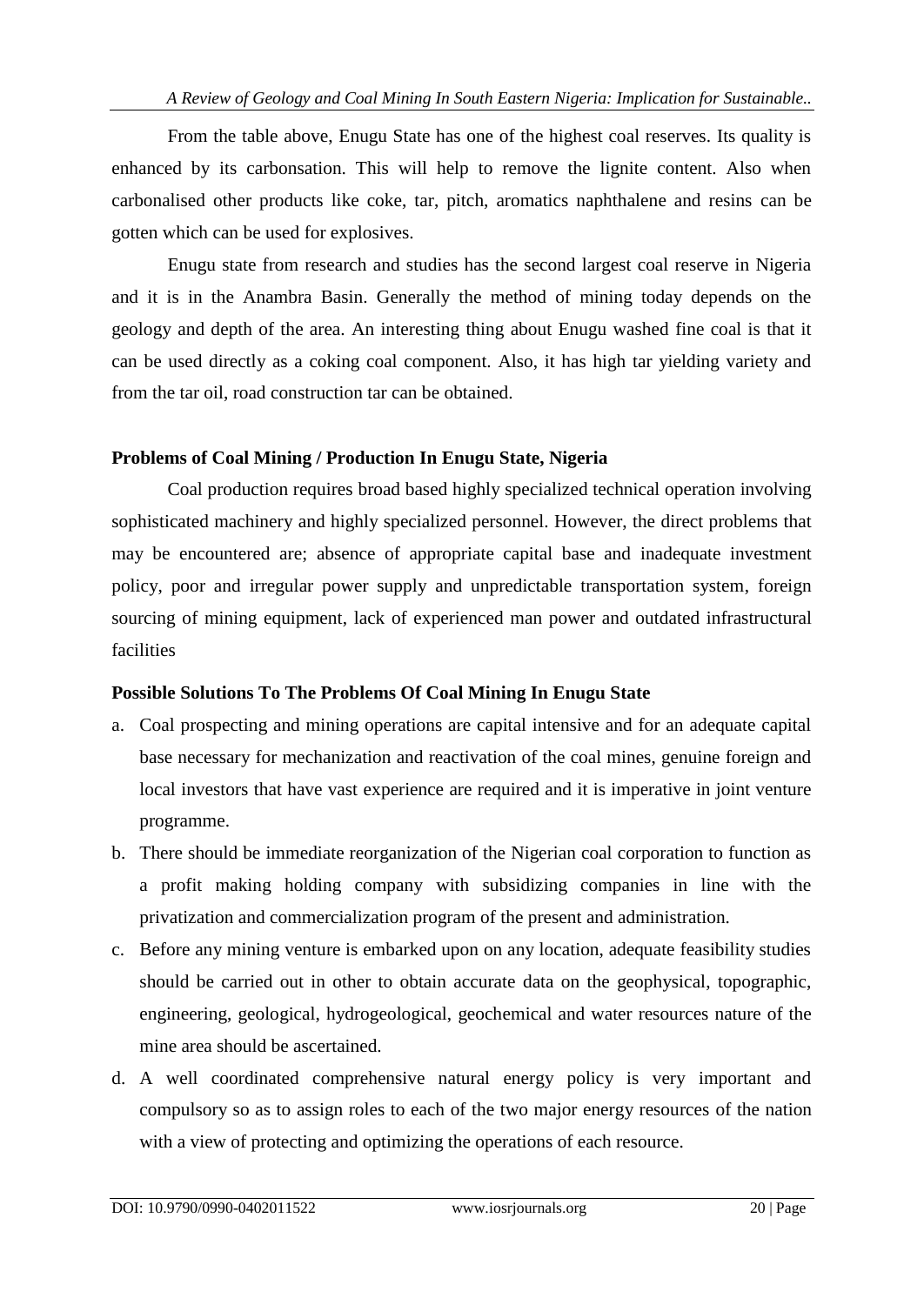From the table above, Enugu State has one of the highest coal reserves. Its quality is enhanced by its carbonsation. This will help to remove the lignite content. Also when carbonalised other products like coke, tar, pitch, aromatics naphthalene and resins can be gotten which can be used for explosives.

Enugu state from research and studies has the second largest coal reserve in Nigeria and it is in the Anambra Basin. Generally the method of mining today depends on the geology and depth of the area. An interesting thing about Enugu washed fine coal is that it can be used directly as a coking coal component. Also, it has high tar yielding variety and from the tar oil, road construction tar can be obtained.

**Problems of Coal Mining / Production In Enugu State, Nigeria**

Coal production requires broad based highly specialized technical operation involving sophisticated machinery and highly specialized personnel. However, the direct problems that may be encountered are; absence of appropriate capital base and inadequate investment policy, poor and irregular power supply and unpredictable transportation system, foreign sourcing of mining equipment, lack of experienced man power and outdated infrastructural facilities

**Possible Solutions To The Problems Of Coal Mining In Enugu State**

a. Coal prospecting and mining operations are capital intensive and for an adequate capital base necessary for mechanization and reactivation of the coal mines, genuine foreign and local investors that have vast experience are required and it is imperative in joint venture programme.
b. There should be immediate reorganization of the Nigerian coal corporation to function as a profit making holding company with subsidizing companies in line with the privatization and commercialization program of the present and administration.
c. Before any mining venture is embarked upon on any location, adequate feasibility studies should be carried out in other to obtain accurate data on the geophysical, topographic, engineering, geological, hydrogeological, geochemical and water resources nature of the mine area should be ascertained.
d. A well coordinated comprehensive natural energy policy is very important and compulsory so as to assign roles to each of the two major energy resources of the nation with a view of protecting and optimizing the operations of each resource.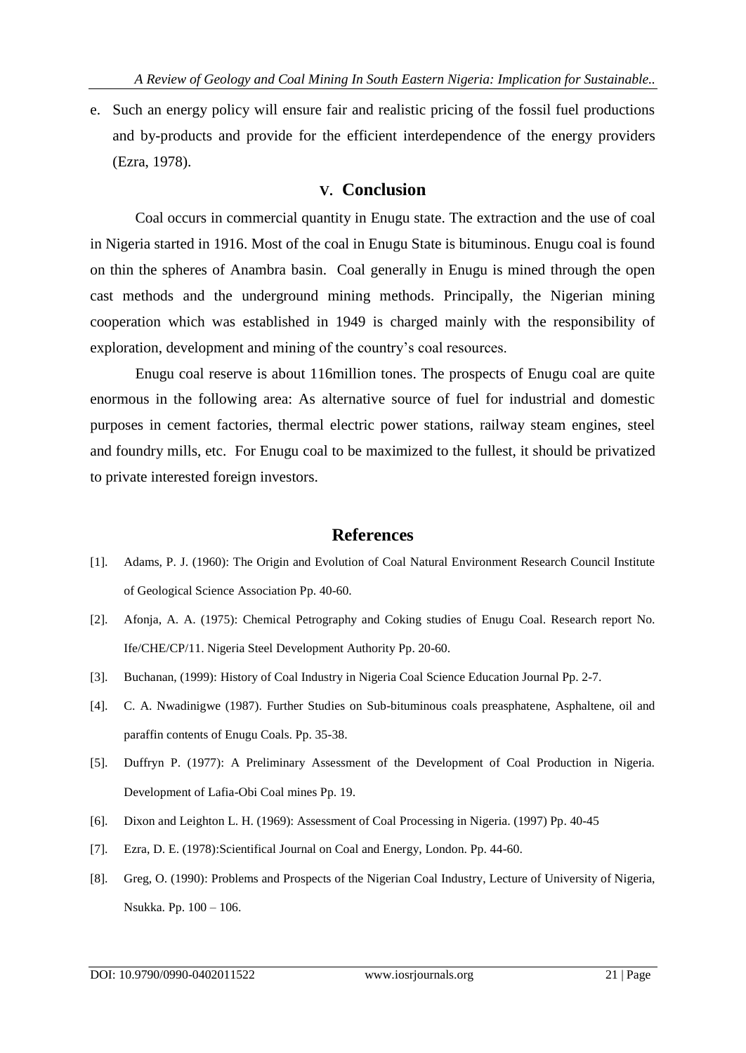e. Such an energy policy will ensure fair and realistic pricing of the fossil fuel productions and by-products and provide for the efficient interdependence of the energy providers (Ezra, 1978).

## V. Conclusion

Coal occurs in commercial quantity in Enugu state. The extraction and the use of coal in Nigeria started in 1916. Most of the coal in Enugu State is bituminous. Enugu coal is found on thin the spheres of Anambra basin. Coal generally in Enugu is mined through the open cast methods and the underground mining methods. Principally, the Nigerian mining cooperation which was established in 1949 is charged mainly with the responsibility of exploration, development and mining of the country's coal resources.

Enugu coal reserve is about 116million tones. The prospects of Enugu coal are quite enormous in the following area: As alternative source of fuel for industrial and domestic purposes in cement factories, thermal electric power stations, railway steam engines, steel and foundry mills, etc. For Enugu coal to be maximized to the fullest, it should be privatized to private interested foreign investors.

## References

[1]. Adams, P. J. (1960): The Origin and Evolution of Coal Natural Environment Research Council Institute of Geological Science Association Pp. 40-60.

[2]. Afonja, A. A. (1975): Chemical Petrography and Coking studies of Enugu Coal. Research report No. Ife/CHE/CP/11. Nigeria Steel Development Authority Pp. 20-60.

[3]. Buchanan, (1999): History of Coal Industry in Nigeria Coal Science Education Journal Pp. 2-7.

[4]. C. A. Nwadinigwe (1987). Further Studies on Sub-bituminous coals preasphatene, Asphaltene, oil and paraffin contents of Enugu Coals. Pp. 35-38.

[5]. Duffryn P. (1977): A Preliminary Assessment of the Development of Coal Production in Nigeria. Development of Lafia-Obi Coal mines Pp. 19.

[6]. Dixon and Leighton L. H. (1969): Assessment of Coal Processing in Nigeria. (1997) Pp. 40-45

[7]. Ezra, D. E. (1978):Scientifical Journal on Coal and Energy, London. Pp. 44-60.

[8]. Greg, O. (1990): Problems and Prospects of the Nigerian Coal Industry, Lecture of University of Nigeria, Nsukka. Pp. 100 – 106.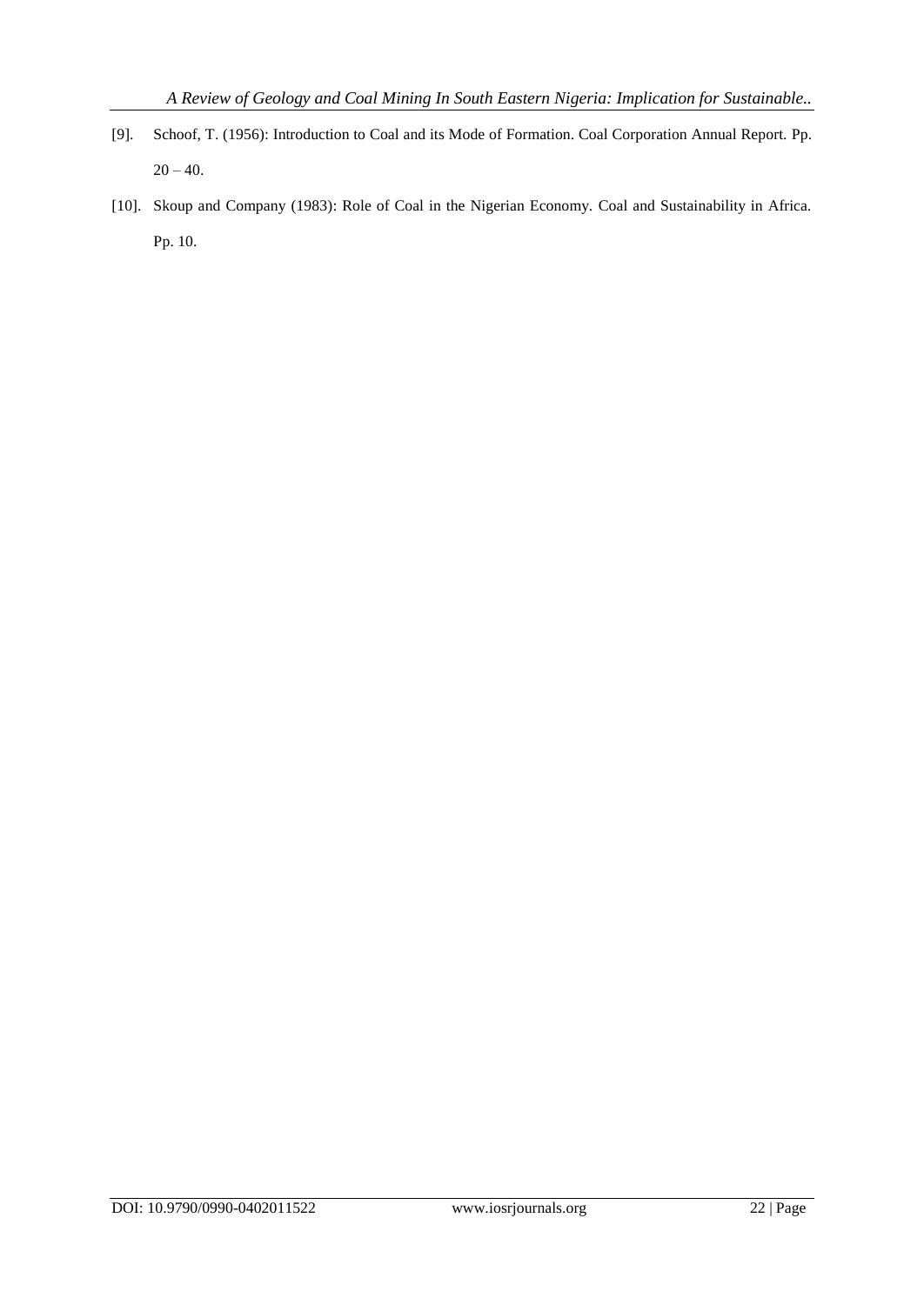[9]. Schoof, T. (1956): Introduction to Coal and its Mode of Formation. Coal Corporation Annual Report. Pp. 20 – 40.

[10]. Skoup and Company (1983): Role of Coal in the Nigerian Economy. Coal and Sustainability in Africa. Pp. 10.